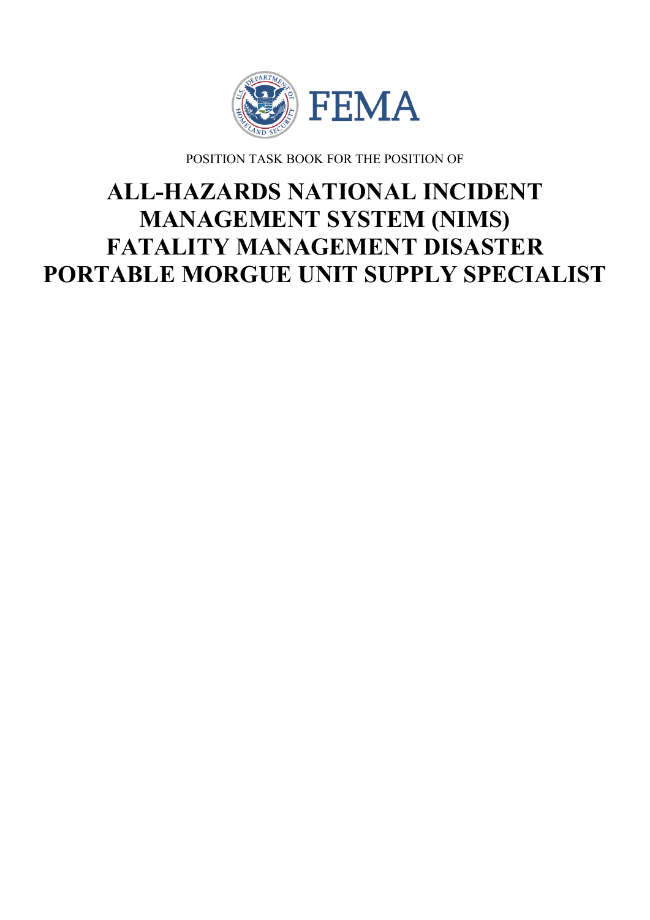POSITION TASK BOOK FOR THE POSITION OF

# ALL-HAZARDS NATIONAL INCIDENT MANAGEMENT SYSTEM (NIMS) FATALITY MANAGEMENT DISASTER PORTABLE MORGUE UNIT SUPPLY SPECIALIST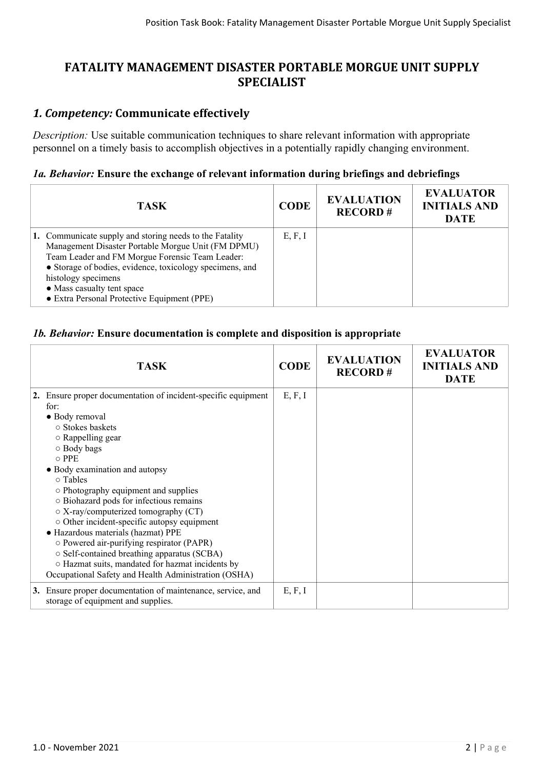# FATALITY MANAGEMENT DISASTER PORTABLE MORGUE UNIT SUPPLY SPECIALIST

## *1. Competency:* Communicate effectively

*Description:* Use suitable communication techniques to share relevant information with appropriate personnel on a timely basis to accomplish objectives in a potentially rapidly changing environment.

### *1a. Behavior:* Ensure the exchange of relevant information during briefings and debriefings

| TASK | CODE | EVALUATION RECORD # | EVALUATOR INITIALS AND DATE |
|---|---|---|---|
| **1.** Communicate supply and storing needs to the Fatality Management Disaster Portable Morgue Unit (FM DPMU) Team Leader and FM Morgue Forensic Team Leader:<br>● Storage of bodies, evidence, toxicology specimens, and histology specimens<br>● Mass casualty tent space<br>● Extra Personal Protective Equipment (PPE) | E, F, I | | |

### *1b. Behavior:* Ensure documentation is complete and disposition is appropriate

| TASK | CODE | EVALUATION RECORD # | EVALUATOR INITIALS AND DATE |
|---|---|---|---|
| **2.** Ensure proper documentation of incident-specific equipment for:<br>● Body removal<br>○ Stokes baskets<br>○ Rappelling gear<br>○ Body bags<br>○ PPE<br>● Body examination and autopsy<br>○ Tables<br>○ Photography equipment and supplies<br>○ Biohazard pods for infectious remains<br>○ X-ray/computerized tomography (CT)<br>○ Other incident-specific autopsy equipment<br>● Hazardous materials (hazmat) PPE<br>○ Powered air-purifying respirator (PAPR)<br>○ Self-contained breathing apparatus (SCBA)<br>○ Hazmat suits, mandated for hazmat incidents by Occupational Safety and Health Administration (OSHA) | E, F, I | | |
| **3.** Ensure proper documentation of maintenance, service, and storage of equipment and supplies. | E, F, I | | |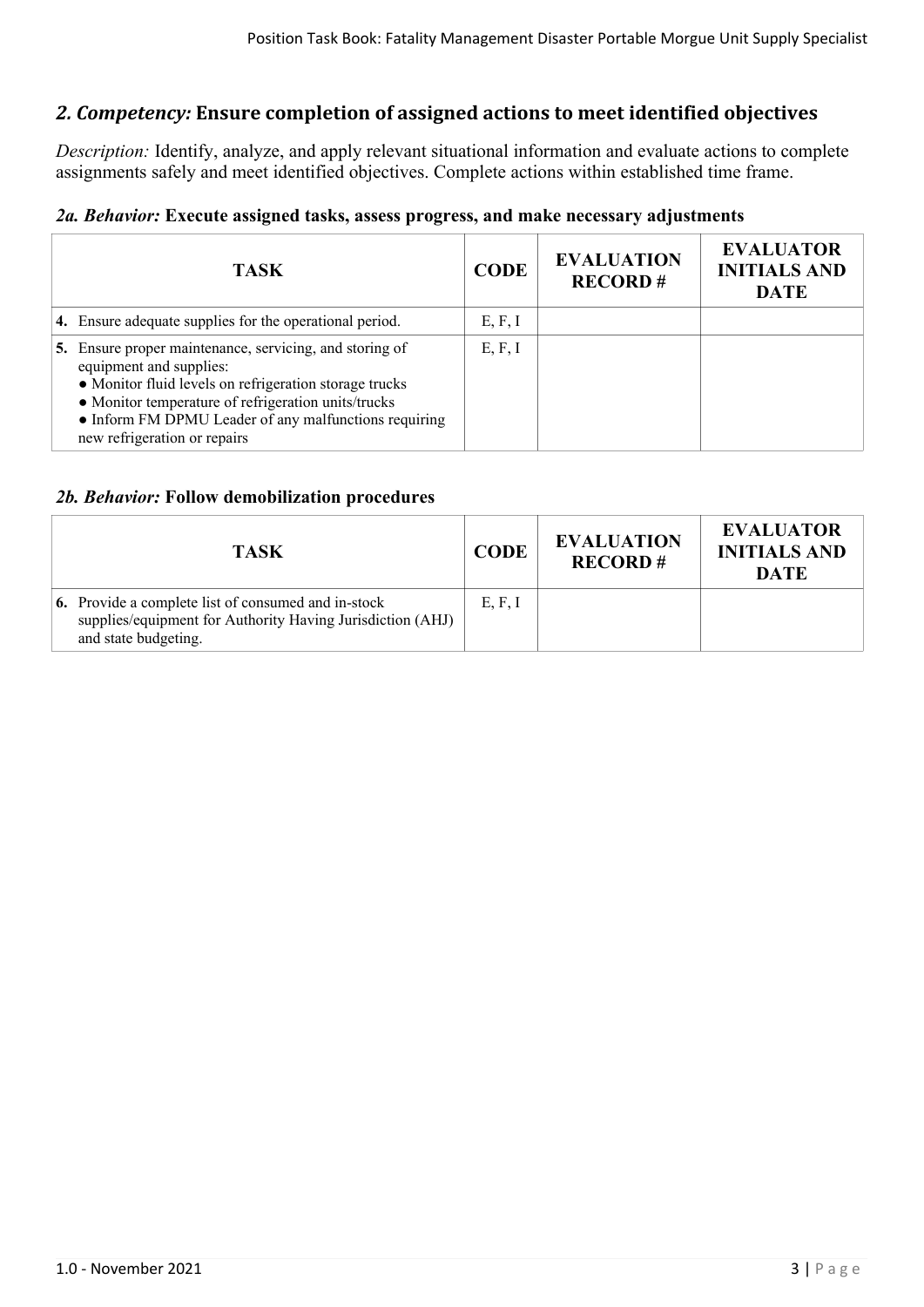## *2. Competency:* Ensure completion of assigned actions to meet identified objectives

*Description:* Identify, analyze, and apply relevant situational information and evaluate actions to complete assignments safely and meet identified objectives. Complete actions within established time frame.

### *2a. Behavior:* Execute assigned tasks, assess progress, and make necessary adjustments

| TASK | CODE | EVALUATION RECORD # | EVALUATOR INITIALS AND DATE |
|---|---|---|---|
| **4.** Ensure adequate supplies for the operational period. | E, F, I | | |
| **5.** Ensure proper maintenance, servicing, and storing of equipment and supplies:<br>● Monitor fluid levels on refrigeration storage trucks<br>● Monitor temperature of refrigeration units/trucks<br>● Inform FM DPMU Leader of any malfunctions requiring new refrigeration or repairs | E, F, I | | |

### *2b. Behavior:* Follow demobilization procedures

| TASK | CODE | EVALUATION RECORD # | EVALUATOR INITIALS AND DATE |
|---|---|---|---|
| **6.** Provide a complete list of consumed and in-stock supplies/equipment for Authority Having Jurisdiction (AHJ) and state budgeting. | E, F, I | | |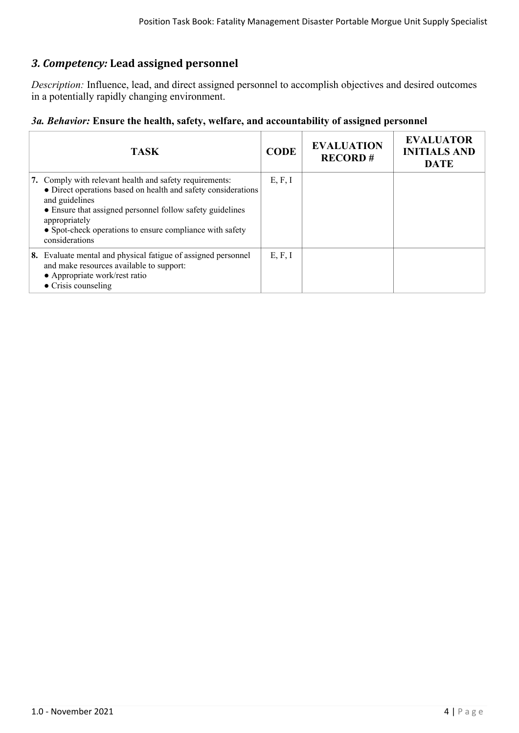## *3. Competency:* Lead assigned personnel

*Description:* Influence, lead, and direct assigned personnel to accomplish objectives and desired outcomes in a potentially rapidly changing environment.

### *3a. Behavior:* Ensure the health, safety, welfare, and accountability of assigned personnel

| TASK | CODE | EVALUATION RECORD # | EVALUATOR INITIALS AND DATE |
|---|---|---|---|
| **7.** Comply with relevant health and safety requirements:<br>● Direct operations based on health and safety considerations and guidelines<br>● Ensure that assigned personnel follow safety guidelines appropriately<br>● Spot-check operations to ensure compliance with safety considerations | E, F, I | | |
| **8.** Evaluate mental and physical fatigue of assigned personnel and make resources available to support:<br>● Appropriate work/rest ratio<br>● Crisis counseling | E, F, I | | |